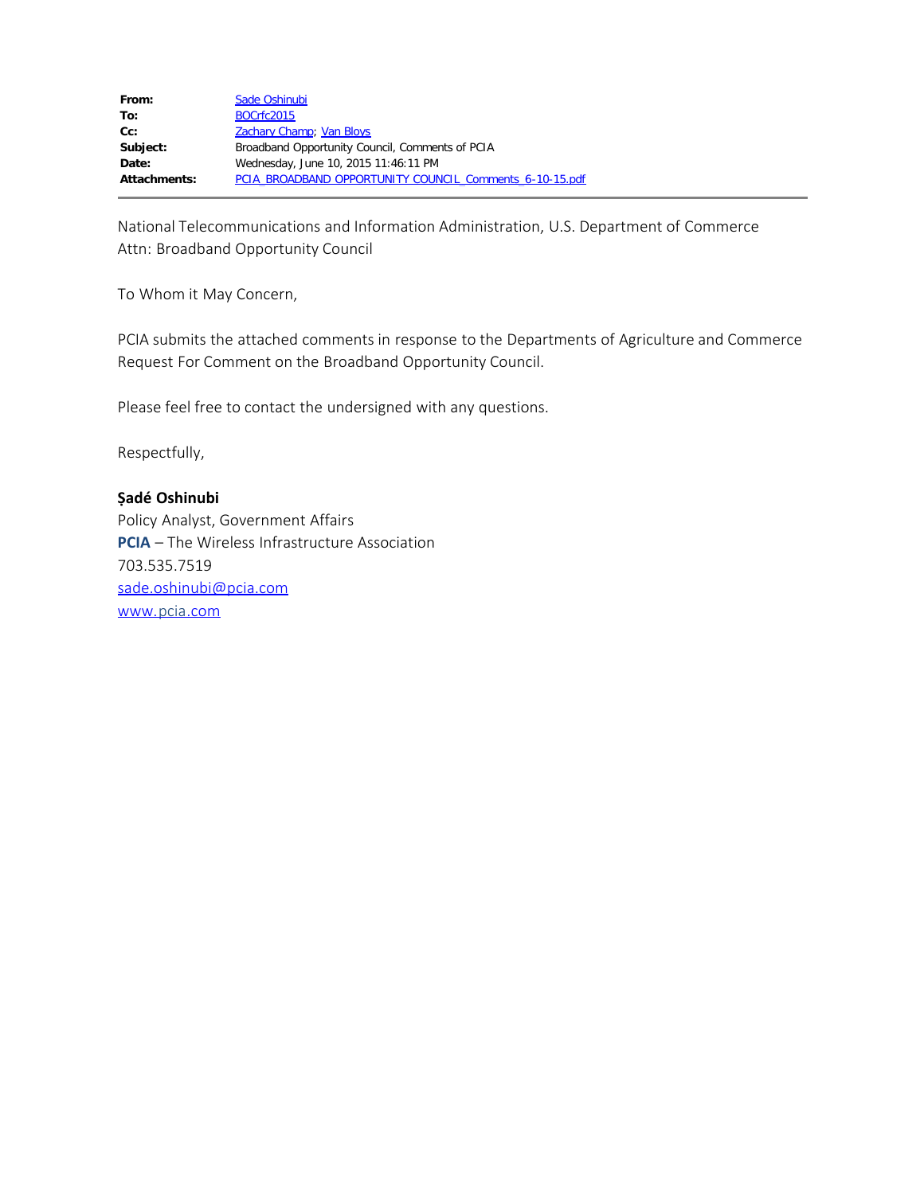| | |
|---|---|
| **From:** | Sade Oshinubi |
| **To:** | BOCrfc2015 |
| **Cc:** | Zachary Champ; Van Bloys |
| **Subject:** | Broadband Opportunity Council, Comments of PCIA |
| **Date:** | Wednesday, June 10, 2015 11:46:11 PM |
| **Attachments:** | PCIA_BROADBAND_OPPORTUNITY_COUNCIL_Comments_6-10-15.pdf |

National Telecommunications and Information Administration, U.S. Department of Commerce
Attn: Broadband Opportunity Council

To Whom it May Concern,

PCIA submits the attached comments in response to the Departments of Agriculture and Commerce Request For Comment on the Broadband Opportunity Council.

Please feel free to contact the undersigned with any questions.

Respectfully,

**Ṣadé Oshinubi**
Policy Analyst, Government Affairs
**PCIA** – The Wireless Infrastructure Association
703.535.7519
sade.oshinubi@pcia.com
www.pcia.com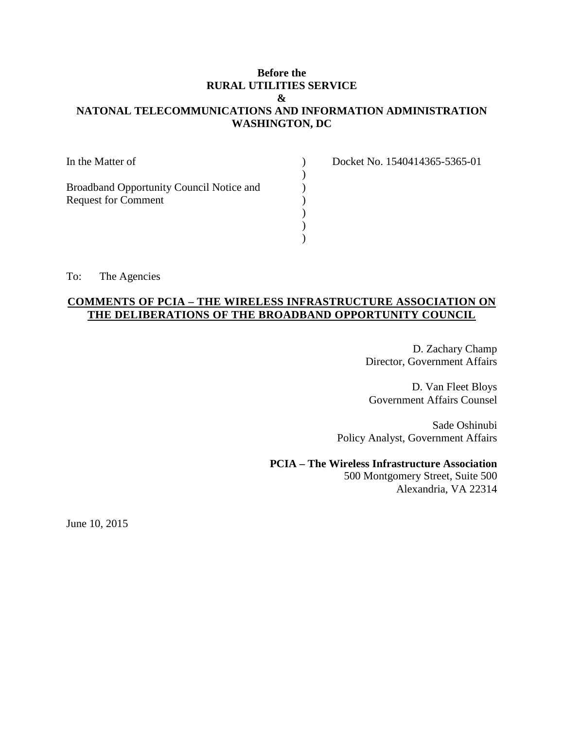**Before the**
**RURAL UTILITIES SERVICE**
**&**
**NATONAL TELECOMMUNICATIONS AND INFORMATION ADMINISTRATION**
**WASHINGTON, DC**

| | | |
|---|---|---|
| In the Matter of | ) | Docket No. 1540414365-5365-01 |
| | ) | |
| Broadband Opportunity Council Notice and Request for Comment | ) | |
| | ) | |
| | ) | |
| | ) | |
| | ) | |

To: The Agencies

**COMMENTS OF PCIA – THE WIRELESS INFRASTRUCTURE ASSOCIATION ON THE DELIBERATIONS OF THE BROADBAND OPPORTUNITY COUNCIL**

D. Zachary Champ
Director, Government Affairs

D. Van Fleet Bloys
Government Affairs Counsel

Sade Oshinubi
Policy Analyst, Government Affairs

**PCIA – The Wireless Infrastructure Association**
500 Montgomery Street, Suite 500
Alexandria, VA 22314

June 10, 2015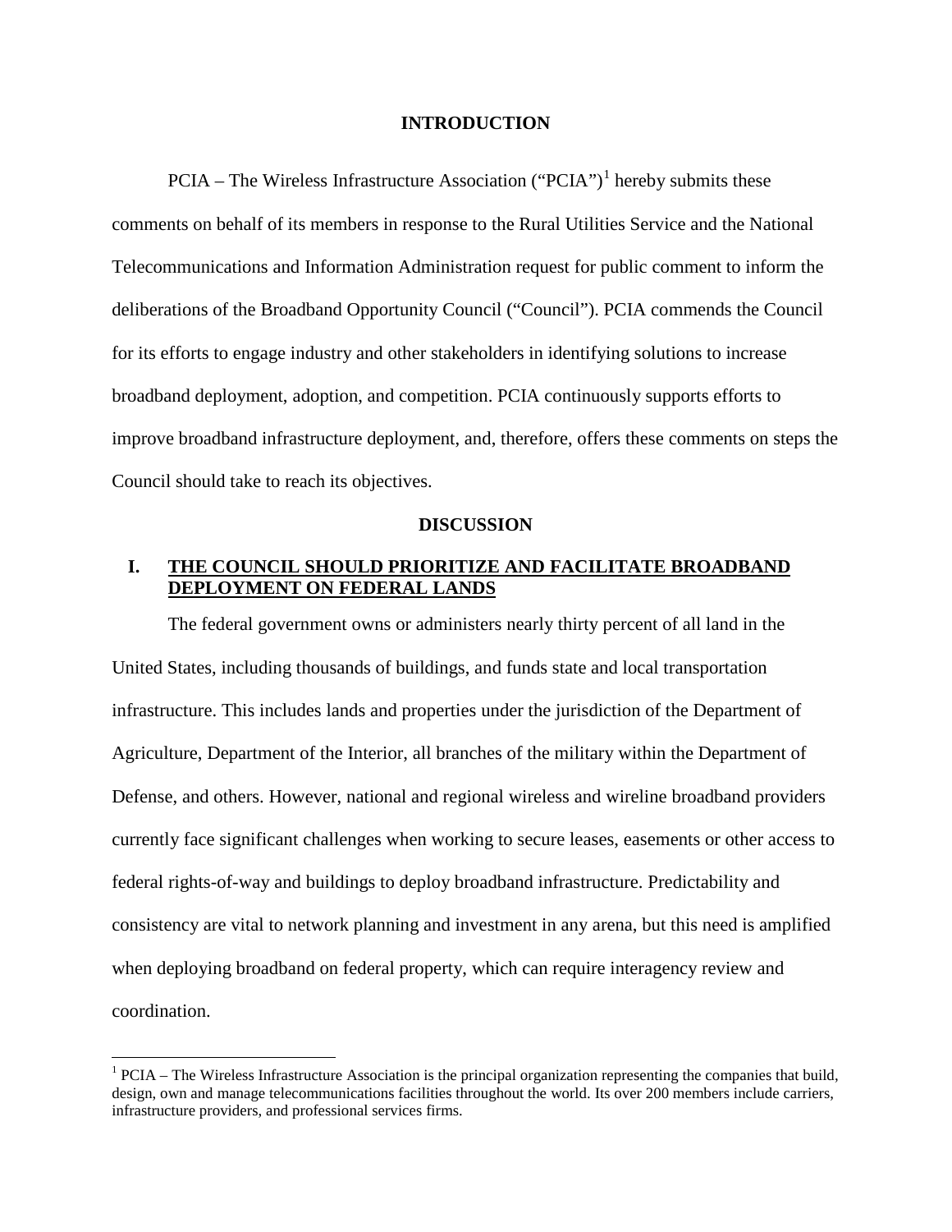## INTRODUCTION

PCIA – The Wireless Infrastructure Association ("PCIA")[1] hereby submits these comments on behalf of its members in response to the Rural Utilities Service and the National Telecommunications and Information Administration request for public comment to inform the deliberations of the Broadband Opportunity Council ("Council"). PCIA commends the Council for its efforts to engage industry and other stakeholders in identifying solutions to increase broadband deployment, adoption, and competition. PCIA continuously supports efforts to improve broadband infrastructure deployment, and, therefore, offers these comments on steps the Council should take to reach its objectives.

## DISCUSSION

### I. THE COUNCIL SHOULD PRIORITIZE AND FACILITATE BROADBAND DEPLOYMENT ON FEDERAL LANDS

The federal government owns or administers nearly thirty percent of all land in the United States, including thousands of buildings, and funds state and local transportation infrastructure. This includes lands and properties under the jurisdiction of the Department of Agriculture, Department of the Interior, all branches of the military within the Department of Defense, and others. However, national and regional wireless and wireline broadband providers currently face significant challenges when working to secure leases, easements or other access to federal rights-of-way and buildings to deploy broadband infrastructure. Predictability and consistency are vital to network planning and investment in any arena, but this need is amplified when deploying broadband on federal property, which can require interagency review and coordination.

[1] PCIA – The Wireless Infrastructure Association is the principal organization representing the companies that build, design, own and manage telecommunications facilities throughout the world. Its over 200 members include carriers, infrastructure providers, and professional services firms.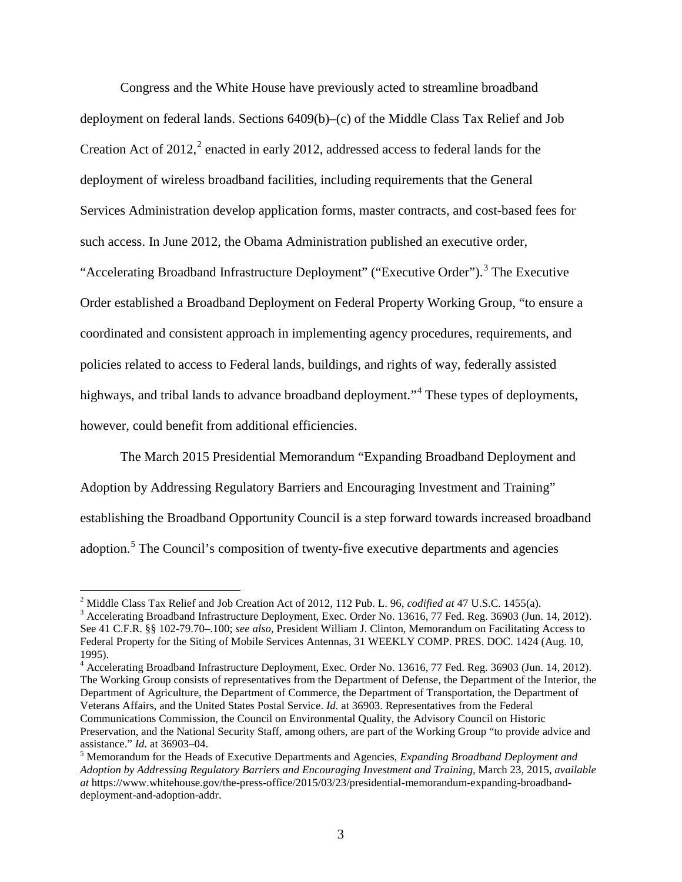Congress and the White House have previously acted to streamline broadband deployment on federal lands. Sections 6409(b)–(c) of the Middle Class Tax Relief and Job Creation Act of 2012,[2] enacted in early 2012, addressed access to federal lands for the deployment of wireless broadband facilities, including requirements that the General Services Administration develop application forms, master contracts, and cost-based fees for such access. In June 2012, the Obama Administration published an executive order, "Accelerating Broadband Infrastructure Deployment" ("Executive Order").[3] The Executive Order established a Broadband Deployment on Federal Property Working Group, "to ensure a coordinated and consistent approach in implementing agency procedures, requirements, and policies related to access to Federal lands, buildings, and rights of way, federally assisted highways, and tribal lands to advance broadband deployment."[4] These types of deployments, however, could benefit from additional efficiencies.

The March 2015 Presidential Memorandum "Expanding Broadband Deployment and Adoption by Addressing Regulatory Barriers and Encouraging Investment and Training" establishing the Broadband Opportunity Council is a step forward towards increased broadband adoption.[5] The Council's composition of twenty-five executive departments and agencies

---

[2] Middle Class Tax Relief and Job Creation Act of 2012, 112 Pub. L. 96, *codified at* 47 U.S.C. 1455(a).

[3] Accelerating Broadband Infrastructure Deployment, Exec. Order No. 13616, 77 Fed. Reg. 36903 (Jun. 14, 2012). See 41 C.F.R. §§ 102-79.70–.100; *see also*, President William J. Clinton, Memorandum on Facilitating Access to Federal Property for the Siting of Mobile Services Antennas, 31 WEEKLY COMP. PRES. DOC. 1424 (Aug. 10, 1995).

[4] Accelerating Broadband Infrastructure Deployment, Exec. Order No. 13616, 77 Fed. Reg. 36903 (Jun. 14, 2012). The Working Group consists of representatives from the Department of Defense, the Department of the Interior, the Department of Agriculture, the Department of Commerce, the Department of Transportation, the Department of Veterans Affairs, and the United States Postal Service. *Id.* at 36903. Representatives from the Federal Communications Commission, the Council on Environmental Quality, the Advisory Council on Historic Preservation, and the National Security Staff, among others, are part of the Working Group "to provide advice and assistance." *Id.* at 36903–04.

[5] Memorandum for the Heads of Executive Departments and Agencies, *Expanding Broadband Deployment and Adoption by Addressing Regulatory Barriers and Encouraging Investment and Training*, March 23, 2015, *available at* https://www.whitehouse.gov/the-press-office/2015/03/23/presidential-memorandum-expanding-broadband-deployment-and-adoption-addr.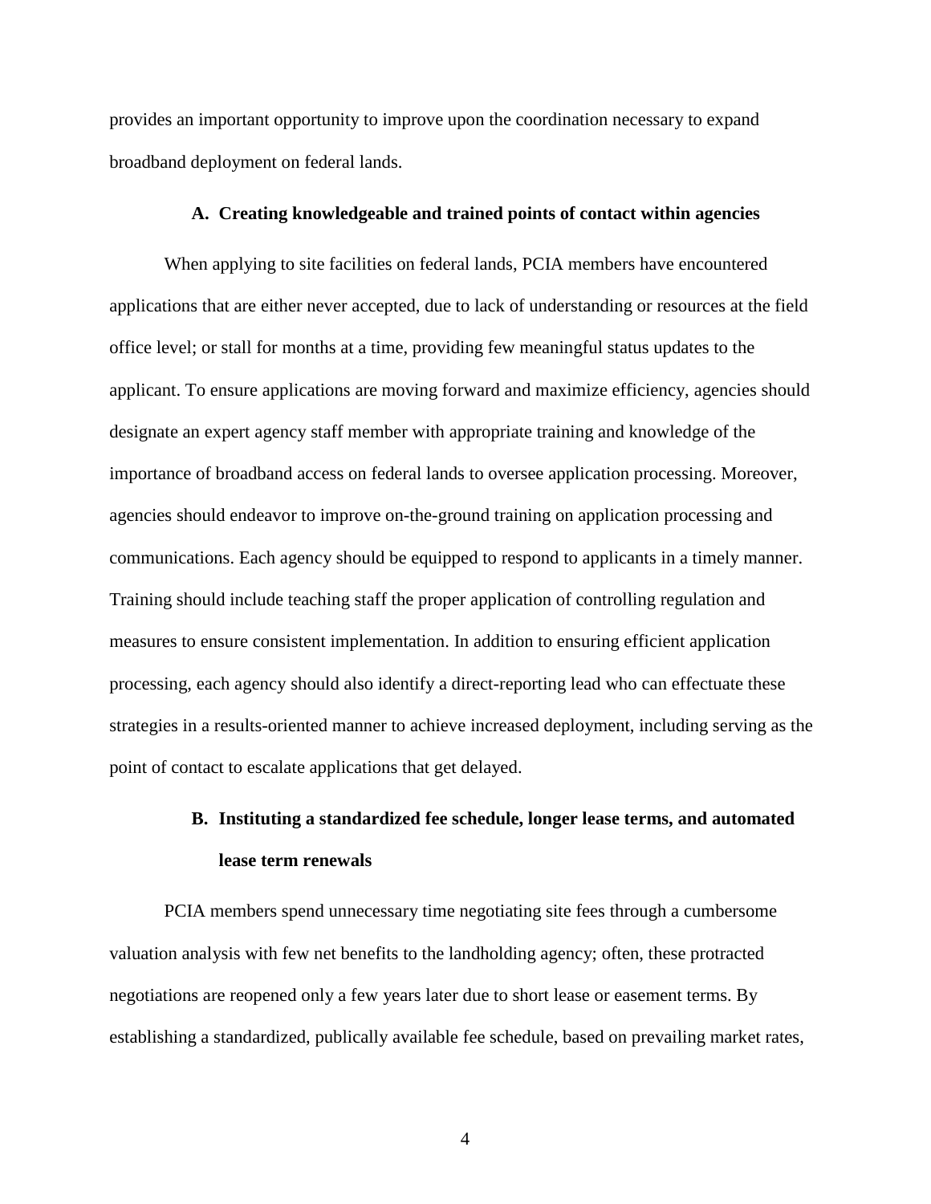provides an important opportunity to improve upon the coordination necessary to expand broadband deployment on federal lands.

### A. Creating knowledgeable and trained points of contact within agencies

When applying to site facilities on federal lands, PCIA members have encountered applications that are either never accepted, due to lack of understanding or resources at the field office level; or stall for months at a time, providing few meaningful status updates to the applicant. To ensure applications are moving forward and maximize efficiency, agencies should designate an expert agency staff member with appropriate training and knowledge of the importance of broadband access on federal lands to oversee application processing. Moreover, agencies should endeavor to improve on-the-ground training on application processing and communications. Each agency should be equipped to respond to applicants in a timely manner. Training should include teaching staff the proper application of controlling regulation and measures to ensure consistent implementation. In addition to ensuring efficient application processing, each agency should also identify a direct-reporting lead who can effectuate these strategies in a results-oriented manner to achieve increased deployment, including serving as the point of contact to escalate applications that get delayed.

### B. Instituting a standardized fee schedule, longer lease terms, and automated lease term renewals

PCIA members spend unnecessary time negotiating site fees through a cumbersome valuation analysis with few net benefits to the landholding agency; often, these protracted negotiations are reopened only a few years later due to short lease or easement terms. By establishing a standardized, publically available fee schedule, based on prevailing market rates,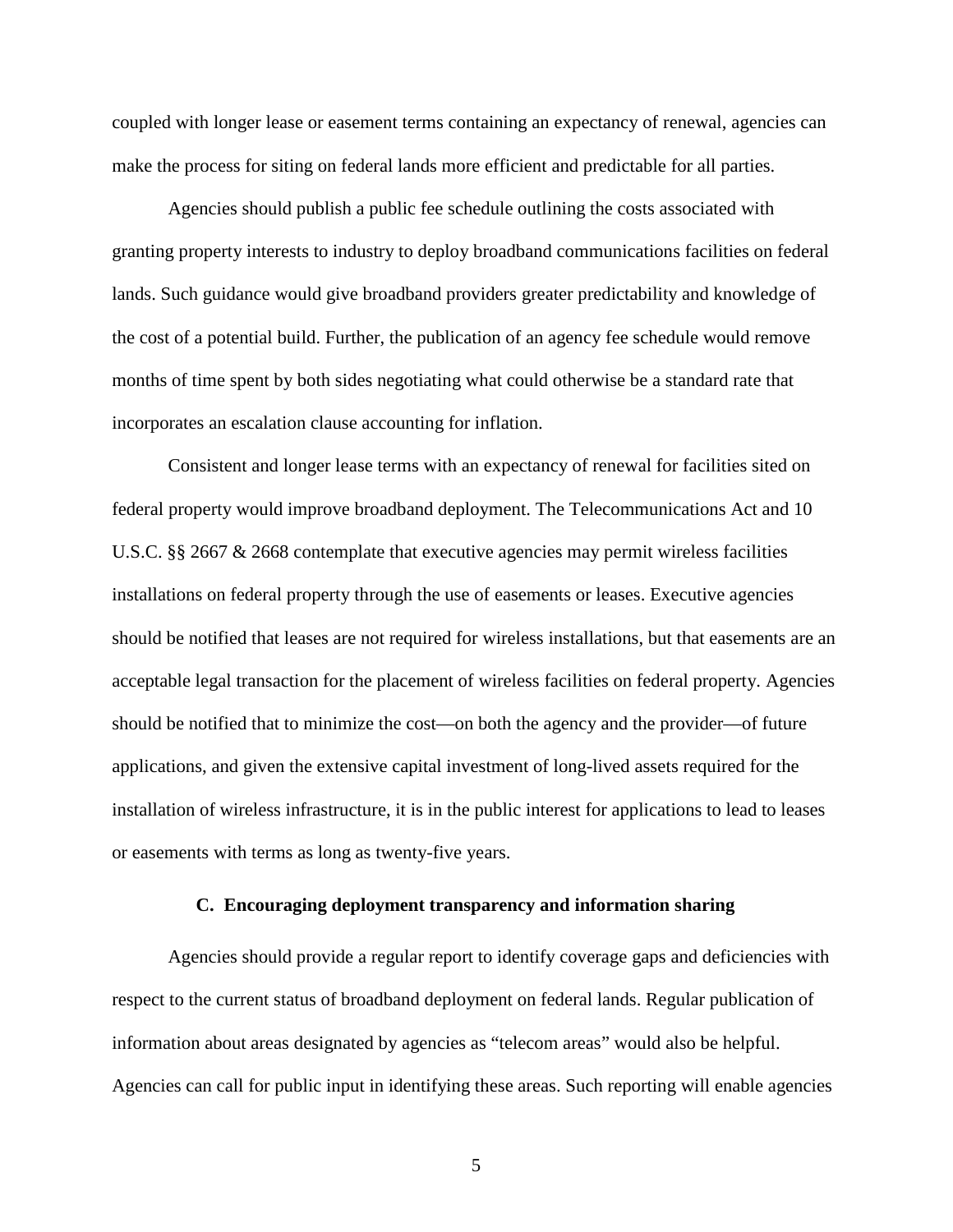coupled with longer lease or easement terms containing an expectancy of renewal, agencies can make the process for siting on federal lands more efficient and predictable for all parties.

Agencies should publish a public fee schedule outlining the costs associated with granting property interests to industry to deploy broadband communications facilities on federal lands. Such guidance would give broadband providers greater predictability and knowledge of the cost of a potential build. Further, the publication of an agency fee schedule would remove months of time spent by both sides negotiating what could otherwise be a standard rate that incorporates an escalation clause accounting for inflation.

Consistent and longer lease terms with an expectancy of renewal for facilities sited on federal property would improve broadband deployment. The Telecommunications Act and 10 U.S.C. §§ 2667 & 2668 contemplate that executive agencies may permit wireless facilities installations on federal property through the use of easements or leases. Executive agencies should be notified that leases are not required for wireless installations, but that easements are an acceptable legal transaction for the placement of wireless facilities on federal property. Agencies should be notified that to minimize the cost—on both the agency and the provider—of future applications, and given the extensive capital investment of long-lived assets required for the installation of wireless infrastructure, it is in the public interest for applications to lead to leases or easements with terms as long as twenty-five years.

### C. Encouraging deployment transparency and information sharing

Agencies should provide a regular report to identify coverage gaps and deficiencies with respect to the current status of broadband deployment on federal lands. Regular publication of information about areas designated by agencies as "telecom areas" would also be helpful. Agencies can call for public input in identifying these areas. Such reporting will enable agencies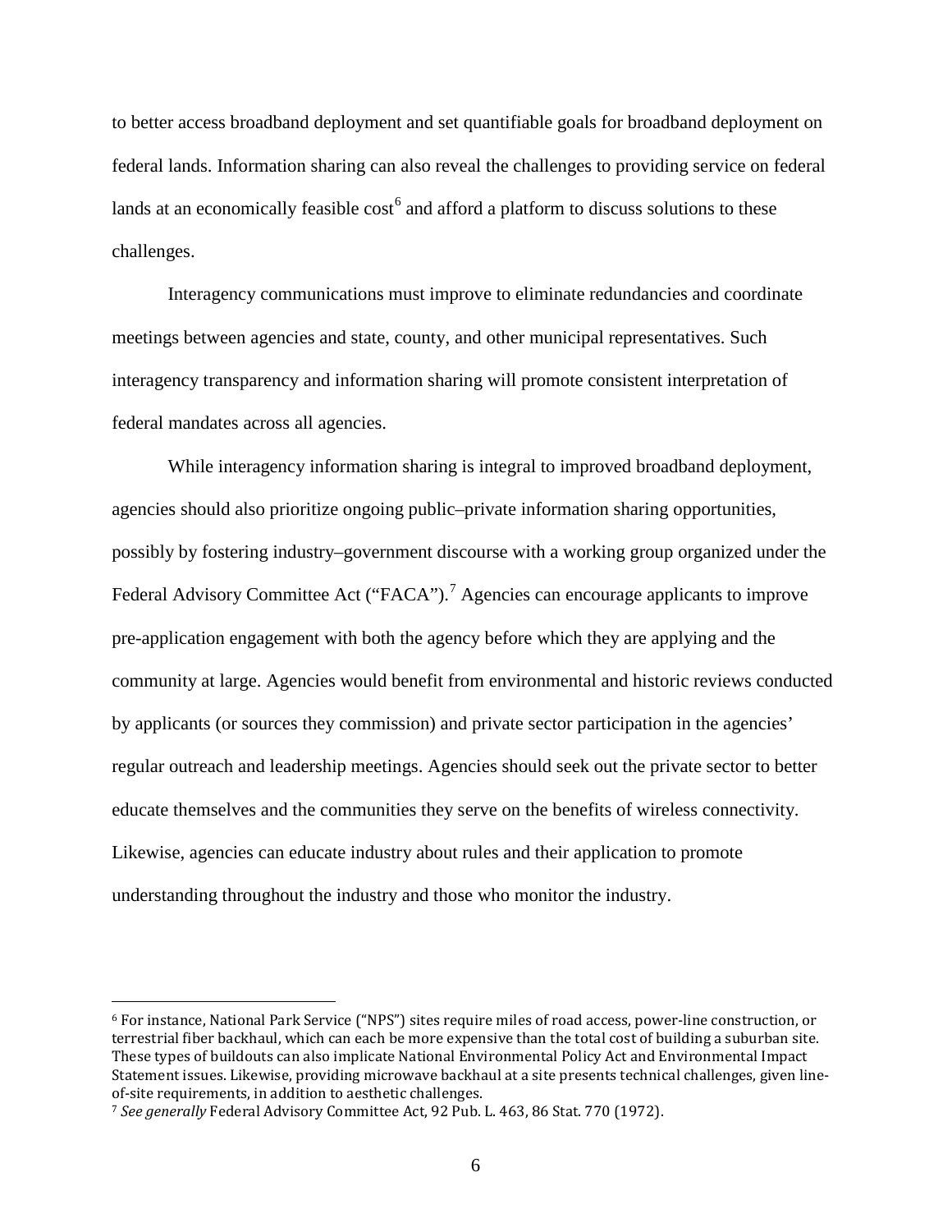to better access broadband deployment and set quantifiable goals for broadband deployment on federal lands. Information sharing can also reveal the challenges to providing service on federal lands at an economically feasible cost[6] and afford a platform to discuss solutions to these challenges.

Interagency communications must improve to eliminate redundancies and coordinate meetings between agencies and state, county, and other municipal representatives. Such interagency transparency and information sharing will promote consistent interpretation of federal mandates across all agencies.

While interagency information sharing is integral to improved broadband deployment, agencies should also prioritize ongoing public–private information sharing opportunities, possibly by fostering industry–government discourse with a working group organized under the Federal Advisory Committee Act ("FACA").[7] Agencies can encourage applicants to improve pre-application engagement with both the agency before which they are applying and the community at large. Agencies would benefit from environmental and historic reviews conducted by applicants (or sources they commission) and private sector participation in the agencies' regular outreach and leadership meetings. Agencies should seek out the private sector to better educate themselves and the communities they serve on the benefits of wireless connectivity. Likewise, agencies can educate industry about rules and their application to promote understanding throughout the industry and those who monitor the industry.

---

[6] For instance, National Park Service ("NPS") sites require miles of road access, power-line construction, or terrestrial fiber backhaul, which can each be more expensive than the total cost of building a suburban site. These types of buildouts can also implicate National Environmental Policy Act and Environmental Impact Statement issues. Likewise, providing microwave backhaul at a site presents technical challenges, given line-of-site requirements, in addition to aesthetic challenges.

[7] *See generally* Federal Advisory Committee Act, 92 Pub. L. 463, 86 Stat. 770 (1972).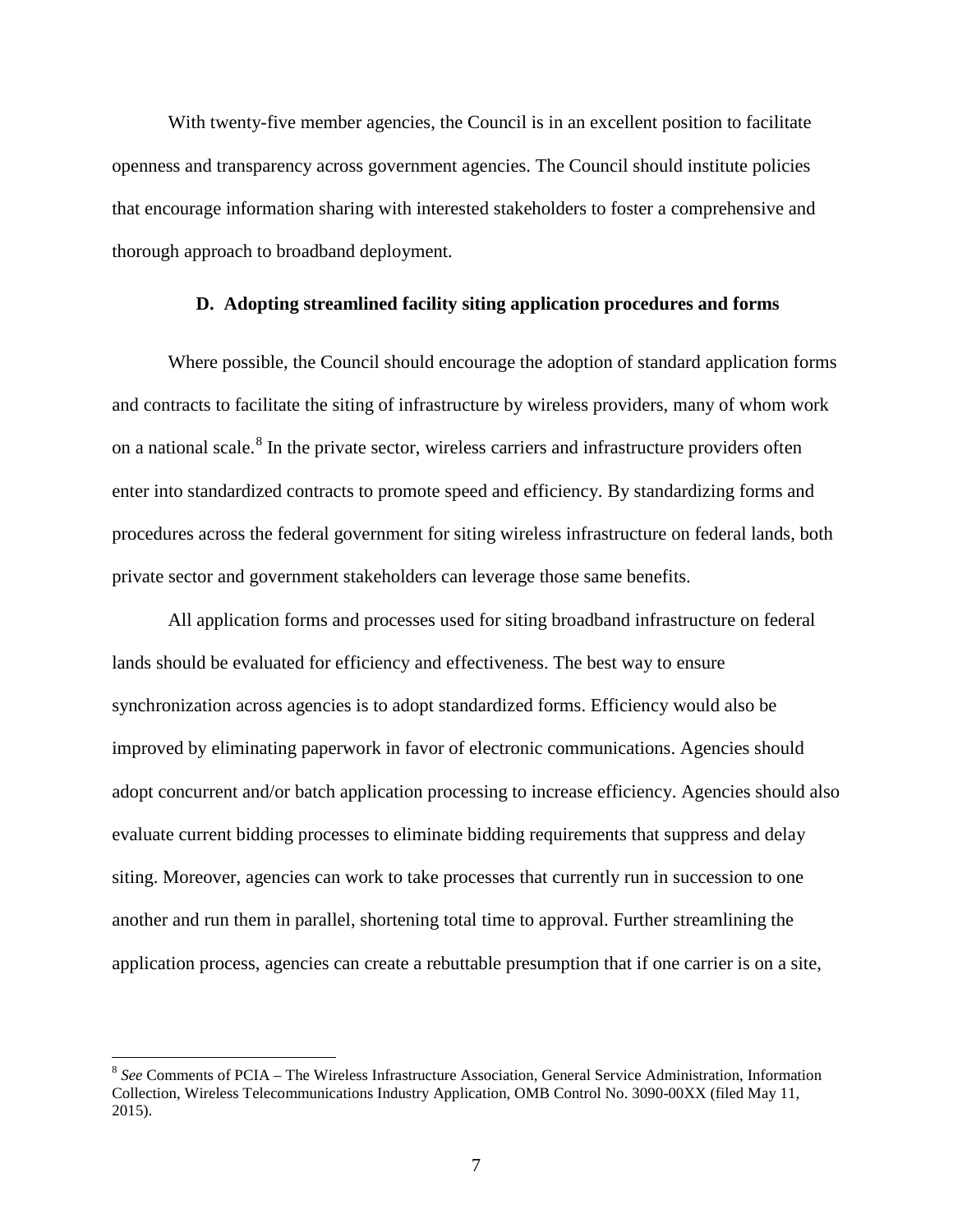With twenty-five member agencies, the Council is in an excellent position to facilitate openness and transparency across government agencies. The Council should institute policies that encourage information sharing with interested stakeholders to foster a comprehensive and thorough approach to broadband deployment.

### D. Adopting streamlined facility siting application procedures and forms

Where possible, the Council should encourage the adoption of standard application forms and contracts to facilitate the siting of infrastructure by wireless providers, many of whom work on a national scale.[8] In the private sector, wireless carriers and infrastructure providers often enter into standardized contracts to promote speed and efficiency. By standardizing forms and procedures across the federal government for siting wireless infrastructure on federal lands, both private sector and government stakeholders can leverage those same benefits.

All application forms and processes used for siting broadband infrastructure on federal lands should be evaluated for efficiency and effectiveness. The best way to ensure synchronization across agencies is to adopt standardized forms. Efficiency would also be improved by eliminating paperwork in favor of electronic communications. Agencies should adopt concurrent and/or batch application processing to increase efficiency. Agencies should also evaluate current bidding processes to eliminate bidding requirements that suppress and delay siting. Moreover, agencies can work to take processes that currently run in succession to one another and run them in parallel, shortening total time to approval. Further streamlining the application process, agencies can create a rebuttable presumption that if one carrier is on a site,

---

[8] *See* Comments of PCIA – The Wireless Infrastructure Association, General Service Administration, Information Collection, Wireless Telecommunications Industry Application, OMB Control No. 3090-00XX (filed May 11, 2015).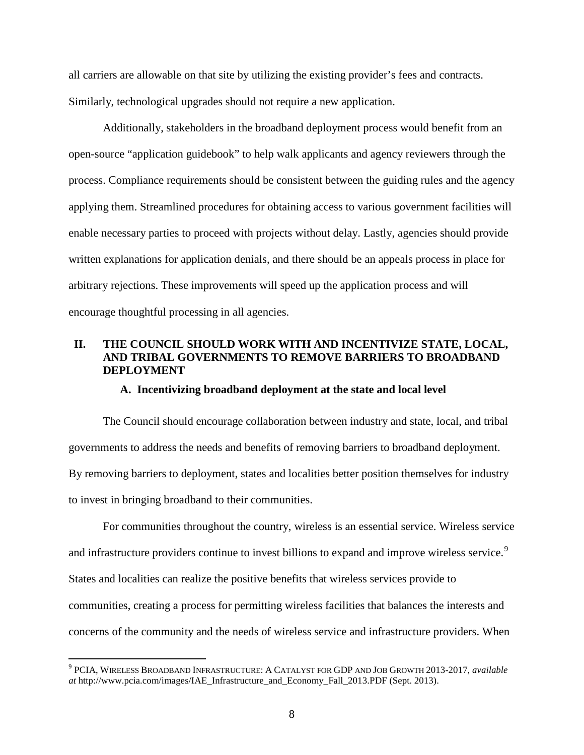all carriers are allowable on that site by utilizing the existing provider's fees and contracts. Similarly, technological upgrades should not require a new application.

Additionally, stakeholders in the broadband deployment process would benefit from an open-source "application guidebook" to help walk applicants and agency reviewers through the process. Compliance requirements should be consistent between the guiding rules and the agency applying them. Streamlined procedures for obtaining access to various government facilities will enable necessary parties to proceed with projects without delay. Lastly, agencies should provide written explanations for application denials, and there should be an appeals process in place for arbitrary rejections. These improvements will speed up the application process and will encourage thoughtful processing in all agencies.

## II. THE COUNCIL SHOULD WORK WITH AND INCENTIVIZE STATE, LOCAL, AND TRIBAL GOVERNMENTS TO REMOVE BARRIERS TO BROADBAND DEPLOYMENT

### A. Incentivizing broadband deployment at the state and local level

The Council should encourage collaboration between industry and state, local, and tribal governments to address the needs and benefits of removing barriers to broadband deployment. By removing barriers to deployment, states and localities better position themselves for industry to invest in bringing broadband to their communities.

For communities throughout the country, wireless is an essential service. Wireless service and infrastructure providers continue to invest billions to expand and improve wireless service.[9] States and localities can realize the positive benefits that wireless services provide to communities, creating a process for permitting wireless facilities that balances the interests and concerns of the community and the needs of wireless service and infrastructure providers. When

---

[9] PCIA, WIRELESS BROADBAND INFRASTRUCTURE: A CATALYST FOR GDP AND JOB GROWTH 2013-2017, *available at* http://www.pcia.com/images/IAE_Infrastructure_and_Economy_Fall_2013.PDF (Sept. 2013).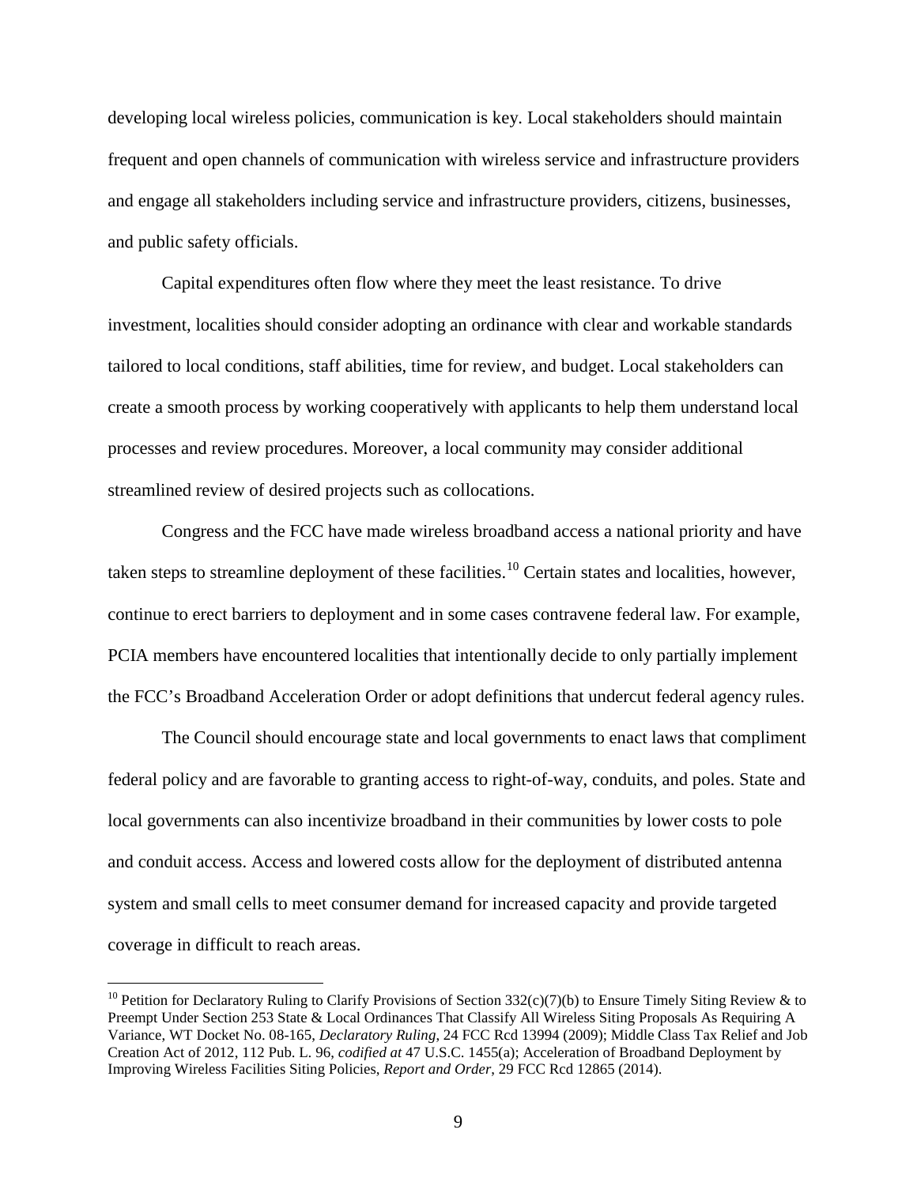developing local wireless policies, communication is key. Local stakeholders should maintain frequent and open channels of communication with wireless service and infrastructure providers and engage all stakeholders including service and infrastructure providers, citizens, businesses, and public safety officials.

Capital expenditures often flow where they meet the least resistance. To drive investment, localities should consider adopting an ordinance with clear and workable standards tailored to local conditions, staff abilities, time for review, and budget. Local stakeholders can create a smooth process by working cooperatively with applicants to help them understand local processes and review procedures. Moreover, a local community may consider additional streamlined review of desired projects such as collocations.

Congress and the FCC have made wireless broadband access a national priority and have taken steps to streamline deployment of these facilities.[10] Certain states and localities, however, continue to erect barriers to deployment and in some cases contravene federal law. For example, PCIA members have encountered localities that intentionally decide to only partially implement the FCC's Broadband Acceleration Order or adopt definitions that undercut federal agency rules.

The Council should encourage state and local governments to enact laws that compliment federal policy and are favorable to granting access to right-of-way, conduits, and poles. State and local governments can also incentivize broadband in their communities by lower costs to pole and conduit access. Access and lowered costs allow for the deployment of distributed antenna system and small cells to meet consumer demand for increased capacity and provide targeted coverage in difficult to reach areas.

[10] Petition for Declaratory Ruling to Clarify Provisions of Section 332(c)(7)(b) to Ensure Timely Siting Review & to Preempt Under Section 253 State & Local Ordinances That Classify All Wireless Siting Proposals As Requiring A Variance, WT Docket No. 08-165, *Declaratory Ruling*, 24 FCC Rcd 13994 (2009); Middle Class Tax Relief and Job Creation Act of 2012, 112 Pub. L. 96, *codified at* 47 U.S.C. 1455(a); Acceleration of Broadband Deployment by Improving Wireless Facilities Siting Policies, *Report and Order*, 29 FCC Rcd 12865 (2014).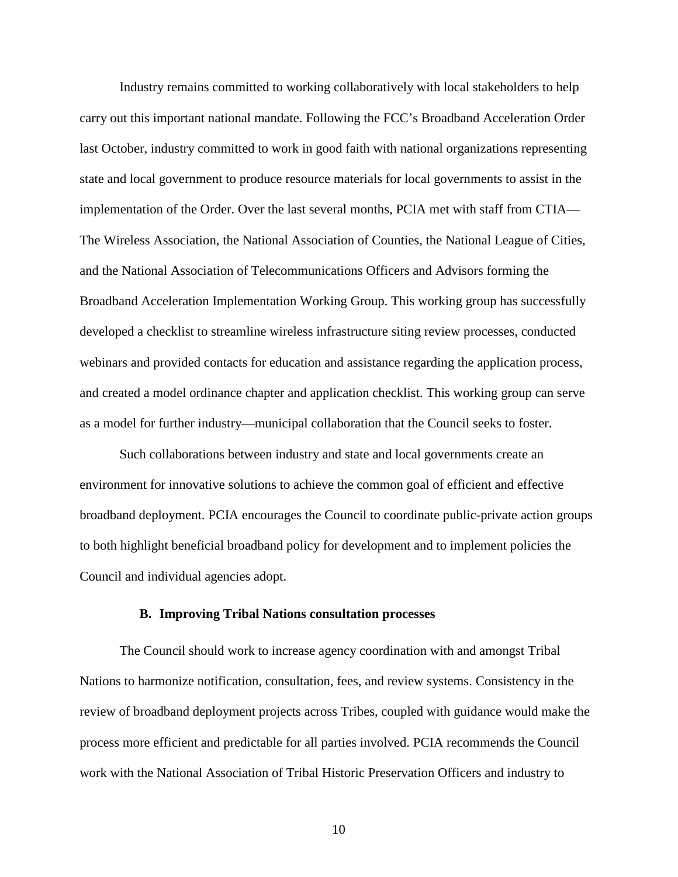Industry remains committed to working collaboratively with local stakeholders to help carry out this important national mandate. Following the FCC's Broadband Acceleration Order last October, industry committed to work in good faith with national organizations representing state and local government to produce resource materials for local governments to assist in the implementation of the Order. Over the last several months, PCIA met with staff from CTIA—The Wireless Association, the National Association of Counties, the National League of Cities, and the National Association of Telecommunications Officers and Advisors forming the Broadband Acceleration Implementation Working Group. This working group has successfully developed a checklist to streamline wireless infrastructure siting review processes, conducted webinars and provided contacts for education and assistance regarding the application process, and created a model ordinance chapter and application checklist. This working group can serve as a model for further industry—municipal collaboration that the Council seeks to foster.

Such collaborations between industry and state and local governments create an environment for innovative solutions to achieve the common goal of efficient and effective broadband deployment. PCIA encourages the Council to coordinate public-private action groups to both highlight beneficial broadband policy for development and to implement policies the Council and individual agencies adopt.

### B. Improving Tribal Nations consultation processes

The Council should work to increase agency coordination with and amongst Tribal Nations to harmonize notification, consultation, fees, and review systems. Consistency in the review of broadband deployment projects across Tribes, coupled with guidance would make the process more efficient and predictable for all parties involved. PCIA recommends the Council work with the National Association of Tribal Historic Preservation Officers and industry to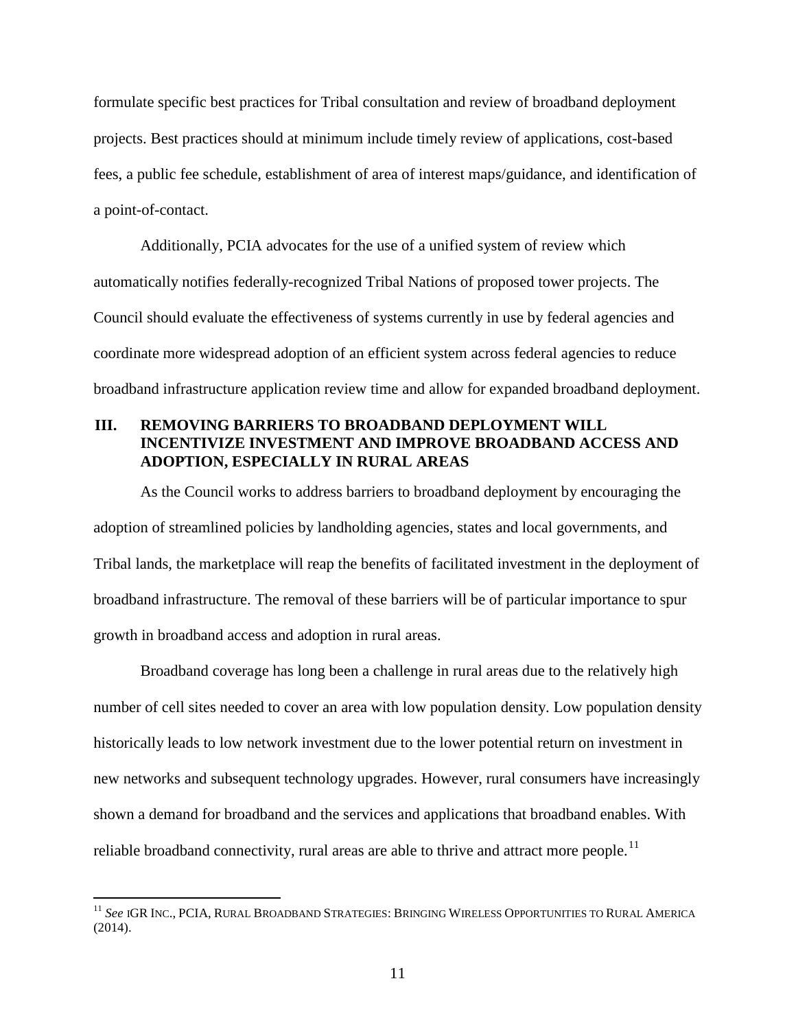formulate specific best practices for Tribal consultation and review of broadband deployment projects. Best practices should at minimum include timely review of applications, cost-based fees, a public fee schedule, establishment of area of interest maps/guidance, and identification of a point-of-contact.

Additionally, PCIA advocates for the use of a unified system of review which automatically notifies federally-recognized Tribal Nations of proposed tower projects. The Council should evaluate the effectiveness of systems currently in use by federal agencies and coordinate more widespread adoption of an efficient system across federal agencies to reduce broadband infrastructure application review time and allow for expanded broadband deployment.

## III. REMOVING BARRIERS TO BROADBAND DEPLOYMENT WILL INCENTIVIZE INVESTMENT AND IMPROVE BROADBAND ACCESS AND ADOPTION, ESPECIALLY IN RURAL AREAS

As the Council works to address barriers to broadband deployment by encouraging the adoption of streamlined policies by landholding agencies, states and local governments, and Tribal lands, the marketplace will reap the benefits of facilitated investment in the deployment of broadband infrastructure. The removal of these barriers will be of particular importance to spur growth in broadband access and adoption in rural areas.

Broadband coverage has long been a challenge in rural areas due to the relatively high number of cell sites needed to cover an area with low population density. Low population density historically leads to low network investment due to the lower potential return on investment in new networks and subsequent technology upgrades. However, rural consumers have increasingly shown a demand for broadband and the services and applications that broadband enables. With reliable broadband connectivity, rural areas are able to thrive and attract more people.[11]

---

[11] *See* IGR INC., PCIA, RURAL BROADBAND STRATEGIES: BRINGING WIRELESS OPPORTUNITIES TO RURAL AMERICA (2014).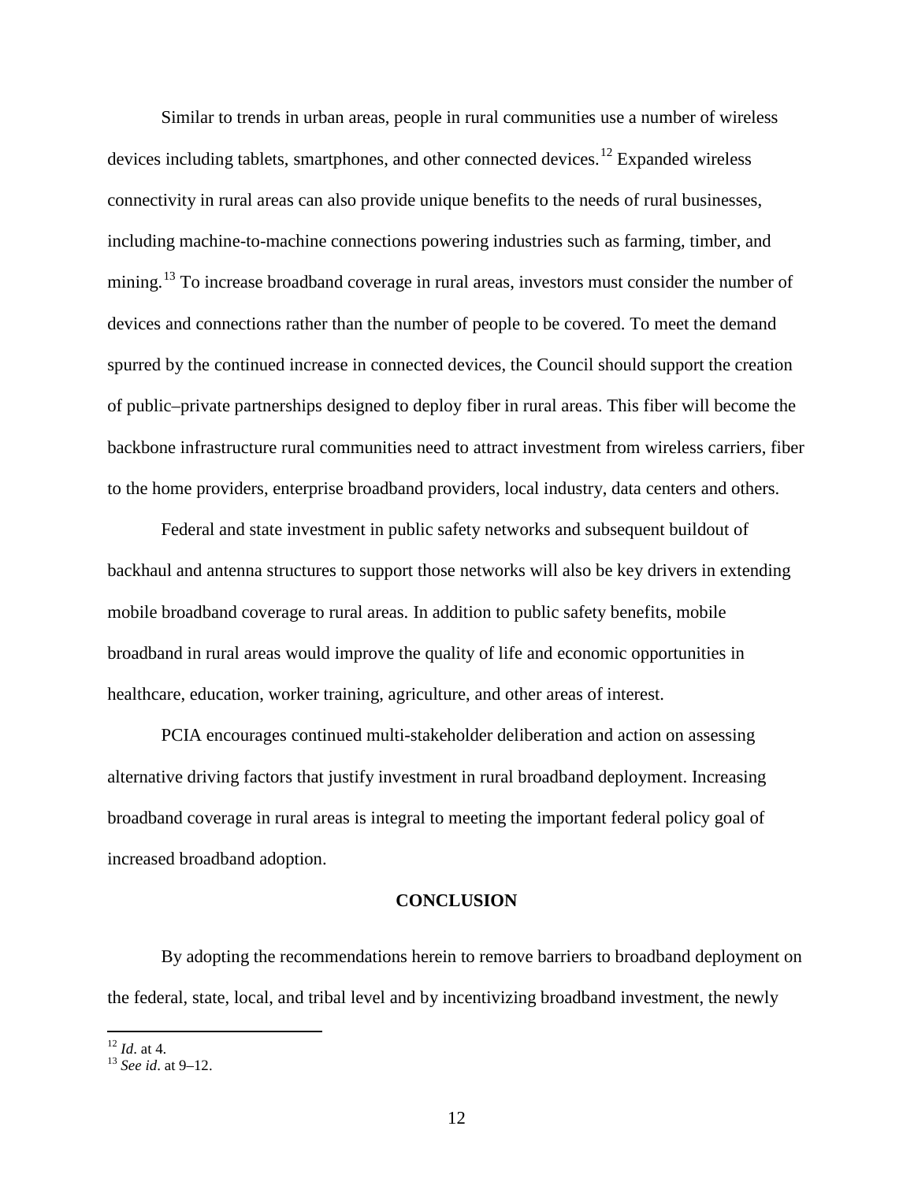Similar to trends in urban areas, people in rural communities use a number of wireless devices including tablets, smartphones, and other connected devices.[12] Expanded wireless connectivity in rural areas can also provide unique benefits to the needs of rural businesses, including machine-to-machine connections powering industries such as farming, timber, and mining.[13] To increase broadband coverage in rural areas, investors must consider the number of devices and connections rather than the number of people to be covered. To meet the demand spurred by the continued increase in connected devices, the Council should support the creation of public–private partnerships designed to deploy fiber in rural areas. This fiber will become the backbone infrastructure rural communities need to attract investment from wireless carriers, fiber to the home providers, enterprise broadband providers, local industry, data centers and others.

Federal and state investment in public safety networks and subsequent buildout of backhaul and antenna structures to support those networks will also be key drivers in extending mobile broadband coverage to rural areas. In addition to public safety benefits, mobile broadband in rural areas would improve the quality of life and economic opportunities in healthcare, education, worker training, agriculture, and other areas of interest.

PCIA encourages continued multi-stakeholder deliberation and action on assessing alternative driving factors that justify investment in rural broadband deployment. Increasing broadband coverage in rural areas is integral to meeting the important federal policy goal of increased broadband adoption.

## CONCLUSION

By adopting the recommendations herein to remove barriers to broadband deployment on the federal, state, local, and tribal level and by incentivizing broadband investment, the newly

---

[12] *Id*. at 4.

[13] *See id*. at 9–12.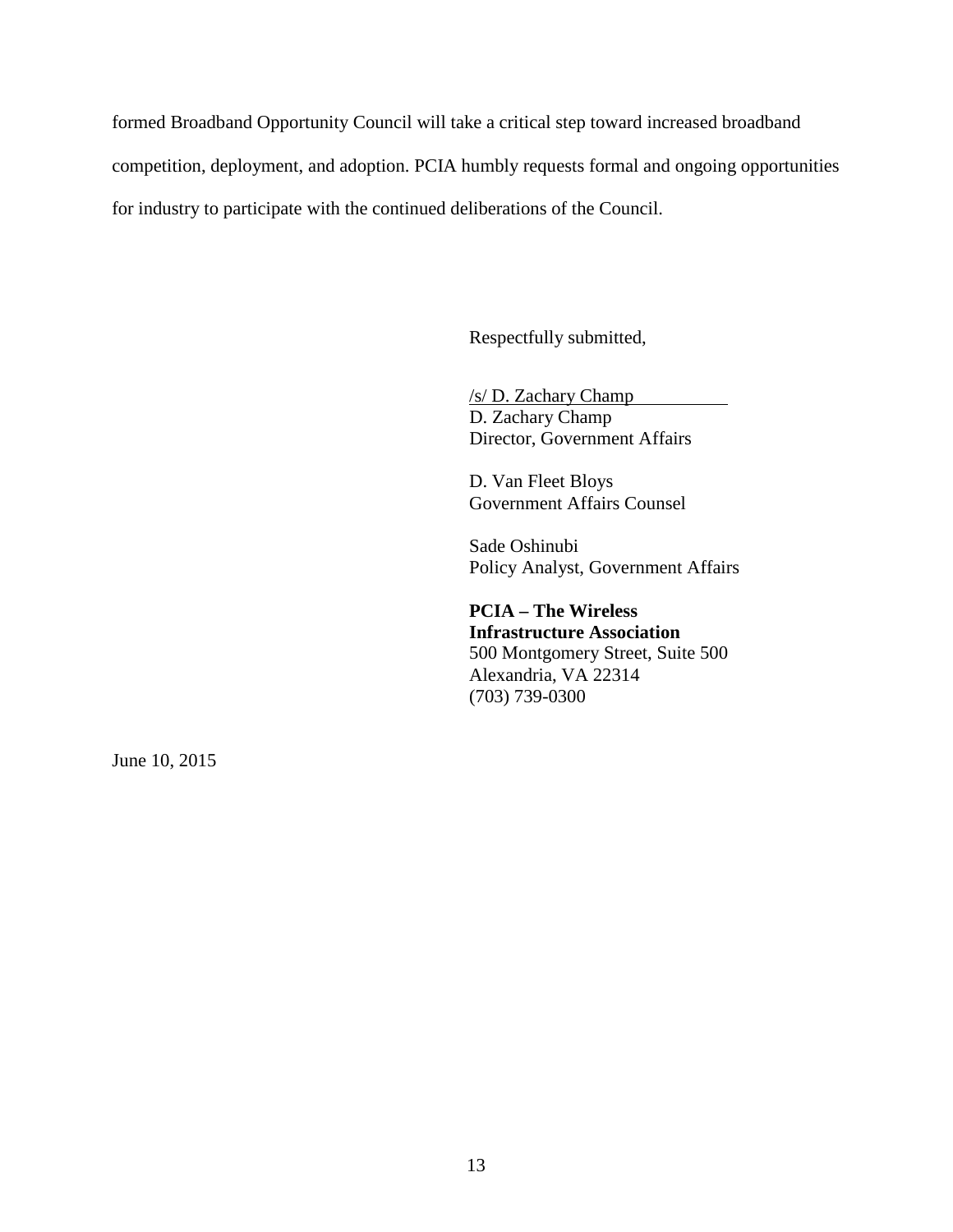formed Broadband Opportunity Council will take a critical step toward increased broadband competition, deployment, and adoption. PCIA humbly requests formal and ongoing opportunities for industry to participate with the continued deliberations of the Council.

Respectfully submitted,

/s/ D. Zachary Champ
D. Zachary Champ
Director, Government Affairs

D. Van Fleet Bloys
Government Affairs Counsel

Sade Oshinubi
Policy Analyst, Government Affairs

**PCIA – The Wireless Infrastructure Association**
500 Montgomery Street, Suite 500
Alexandria, VA 22314
(703) 739-0300

June 10, 2015